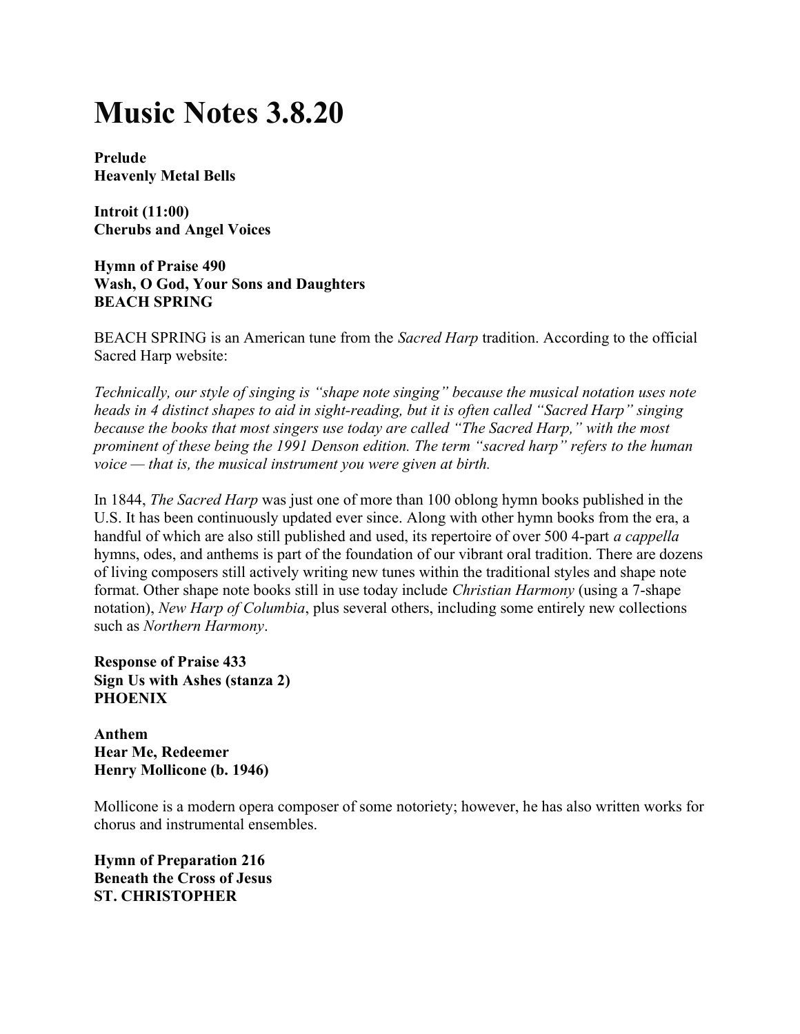# Music Notes 3.8.20

**Prelude**
**Heavenly Metal Bells**

**Introit (11:00)**
**Cherubs and Angel Voices**

**Hymn of Praise 490**
**Wash, O God, Your Sons and Daughters**
**BEACH SPRING**

BEACH SPRING is an American tune from the *Sacred Harp* tradition. According to the official Sacred Harp website:

*Technically, our style of singing is "shape note singing" because the musical notation uses note heads in 4 distinct shapes to aid in sight-reading, but it is often called "Sacred Harp" singing because the books that most singers use today are called "The Sacred Harp," with the most prominent of these being the 1991 Denson edition. The term "sacred harp" refers to the human voice — that is, the musical instrument you were given at birth.*

In 1844, *The Sacred Harp* was just one of more than 100 oblong hymn books published in the U.S. It has been continuously updated ever since. Along with other hymn books from the era, a handful of which are also still published and used, its repertoire of over 500 4-part *a cappella* hymns, odes, and anthems is part of the foundation of our vibrant oral tradition. There are dozens of living composers still actively writing new tunes within the traditional styles and shape note format. Other shape note books still in use today include *Christian Harmony* (using a 7-shape notation), *New Harp of Columbia*, plus several others, including some entirely new collections such as *Northern Harmony*.

**Response of Praise 433**
**Sign Us with Ashes (stanza 2)**
**PHOENIX**

**Anthem**
**Hear Me, Redeemer**
**Henry Mollicone (b. 1946)**

Mollicone is a modern opera composer of some notoriety; however, he has also written works for chorus and instrumental ensembles.

**Hymn of Preparation 216**
**Beneath the Cross of Jesus**
**ST. CHRISTOPHER**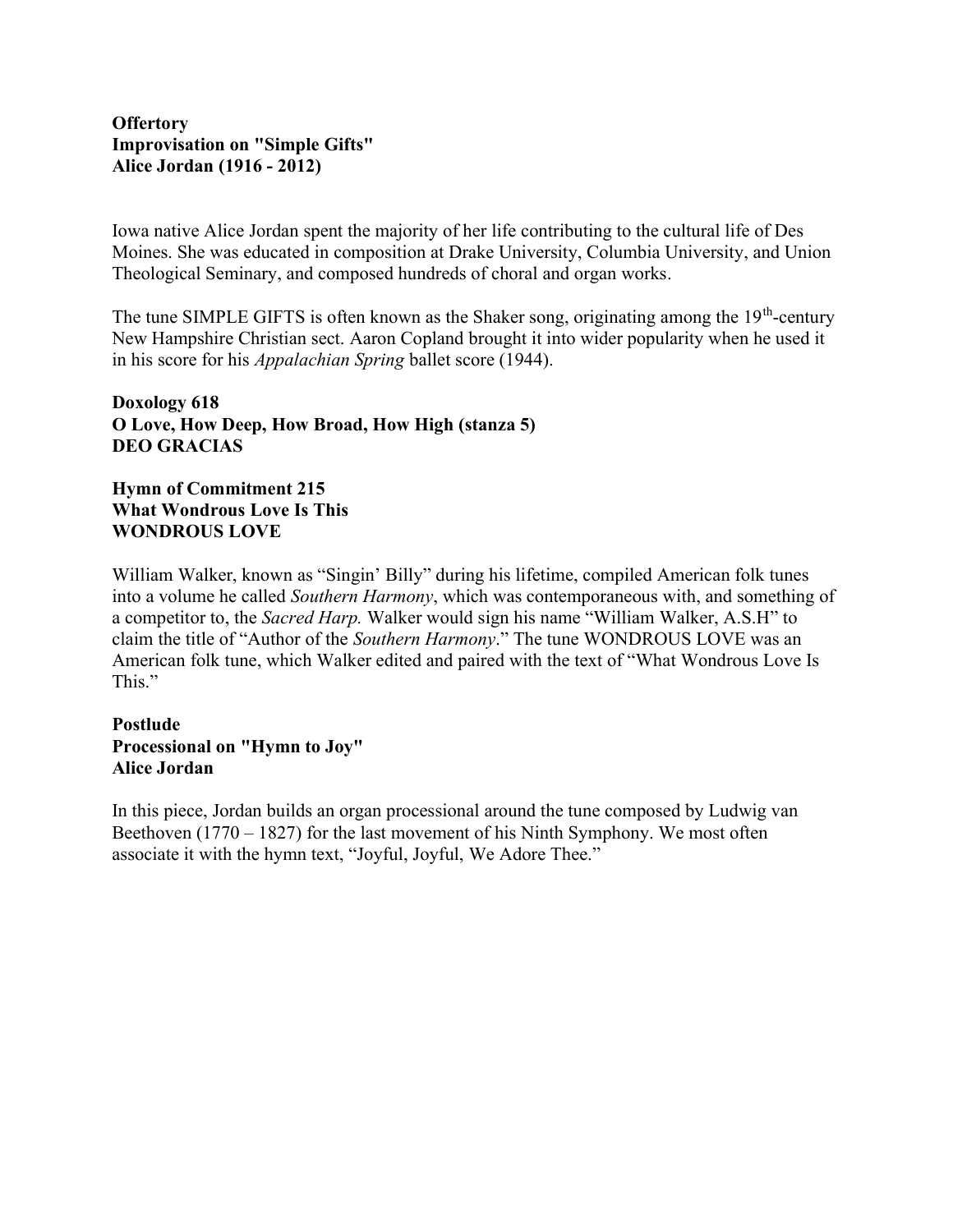**Offertory**
**Improvisation on "Simple Gifts"**
**Alice Jordan (1916 - 2012)**

Iowa native Alice Jordan spent the majority of her life contributing to the cultural life of Des Moines. She was educated in composition at Drake University, Columbia University, and Union Theological Seminary, and composed hundreds of choral and organ works.

The tune SIMPLE GIFTS is often known as the Shaker song, originating among the 19th-century New Hampshire Christian sect. Aaron Copland brought it into wider popularity when he used it in his score for his *Appalachian Spring* ballet score (1944).

**Doxology 618**
**O Love, How Deep, How Broad, How High (stanza 5)**
**DEO GRACIAS**

**Hymn of Commitment 215**
**What Wondrous Love Is This**
**WONDROUS LOVE**

William Walker, known as "Singin' Billy" during his lifetime, compiled American folk tunes into a volume he called *Southern Harmony*, which was contemporaneous with, and something of a competitor to, the *Sacred Harp.* Walker would sign his name "William Walker, A.S.H" to claim the title of "Author of the *Southern Harmony*." The tune WONDROUS LOVE was an American folk tune, which Walker edited and paired with the text of "What Wondrous Love Is This."

**Postlude**
**Processional on "Hymn to Joy"**
**Alice Jordan**

In this piece, Jordan builds an organ processional around the tune composed by Ludwig van Beethoven (1770 – 1827) for the last movement of his Ninth Symphony. We most often associate it with the hymn text, "Joyful, Joyful, We Adore Thee."